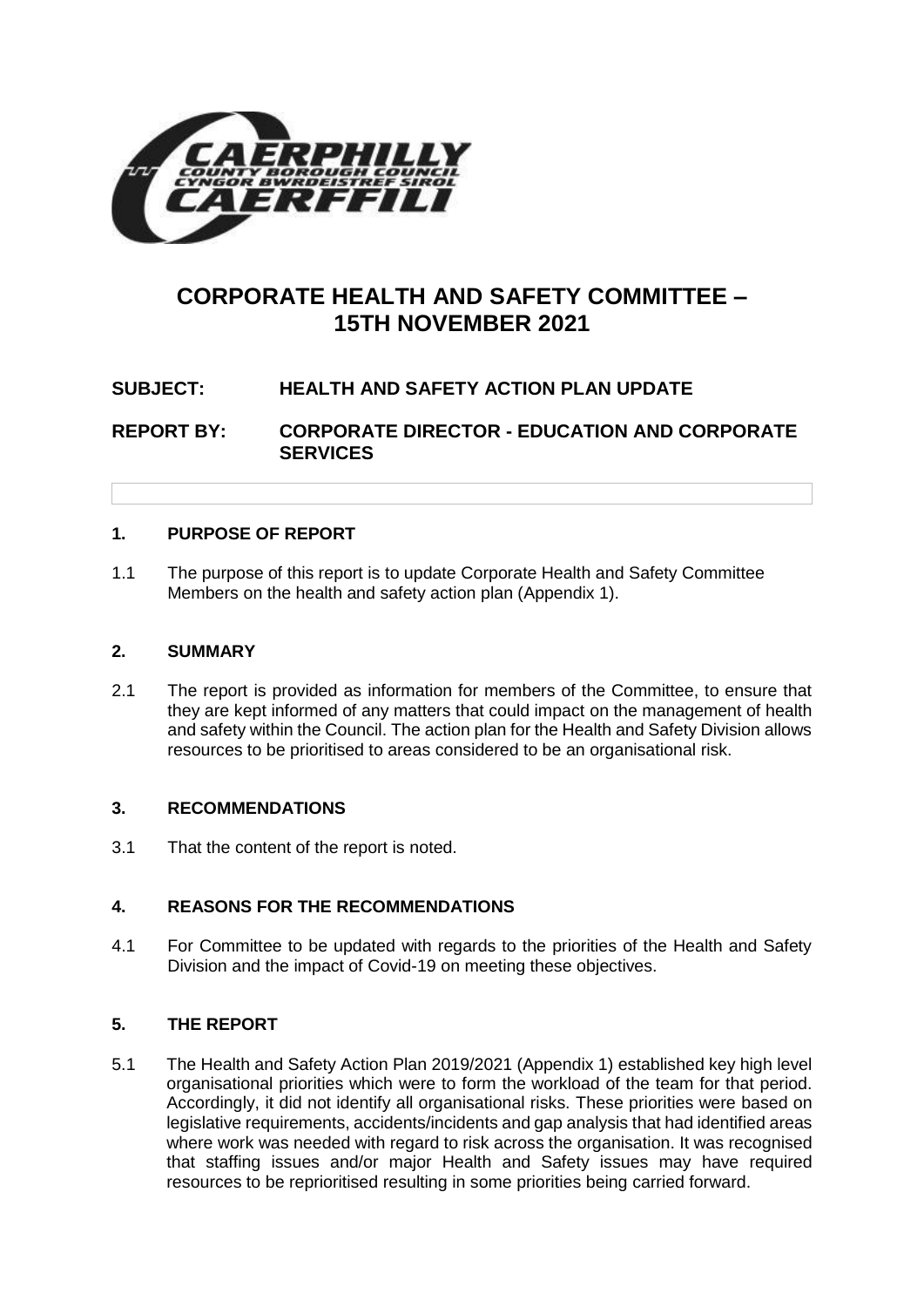# CORPORATE HEALTH AND SAFETY COMMITTEE – 15TH NOVEMBER 2021

**SUBJECT: HEALTH AND SAFETY ACTION PLAN UPDATE**

**REPORT BY: CORPORATE DIRECTOR - EDUCATION AND CORPORATE SERVICES**

## 1. PURPOSE OF REPORT

1.1 The purpose of this report is to update Corporate Health and Safety Committee Members on the health and safety action plan (Appendix 1).

## 2. SUMMARY

2.1 The report is provided as information for members of the Committee, to ensure that they are kept informed of any matters that could impact on the management of health and safety within the Council. The action plan for the Health and Safety Division allows resources to be prioritised to areas considered to be an organisational risk.

## 3. RECOMMENDATIONS

3.1 That the content of the report is noted.

## 4. REASONS FOR THE RECOMMENDATIONS

4.1 For Committee to be updated with regards to the priorities of the Health and Safety Division and the impact of Covid-19 on meeting these objectives.

## 5. THE REPORT

5.1 The Health and Safety Action Plan 2019/2021 (Appendix 1) established key high level organisational priorities which were to form the workload of the team for that period. Accordingly, it did not identify all organisational risks. These priorities were based on legislative requirements, accidents/incidents and gap analysis that had identified areas where work was needed with regard to risk across the organisation. It was recognised that staffing issues and/or major Health and Safety issues may have required resources to be reprioritised resulting in some priorities being carried forward.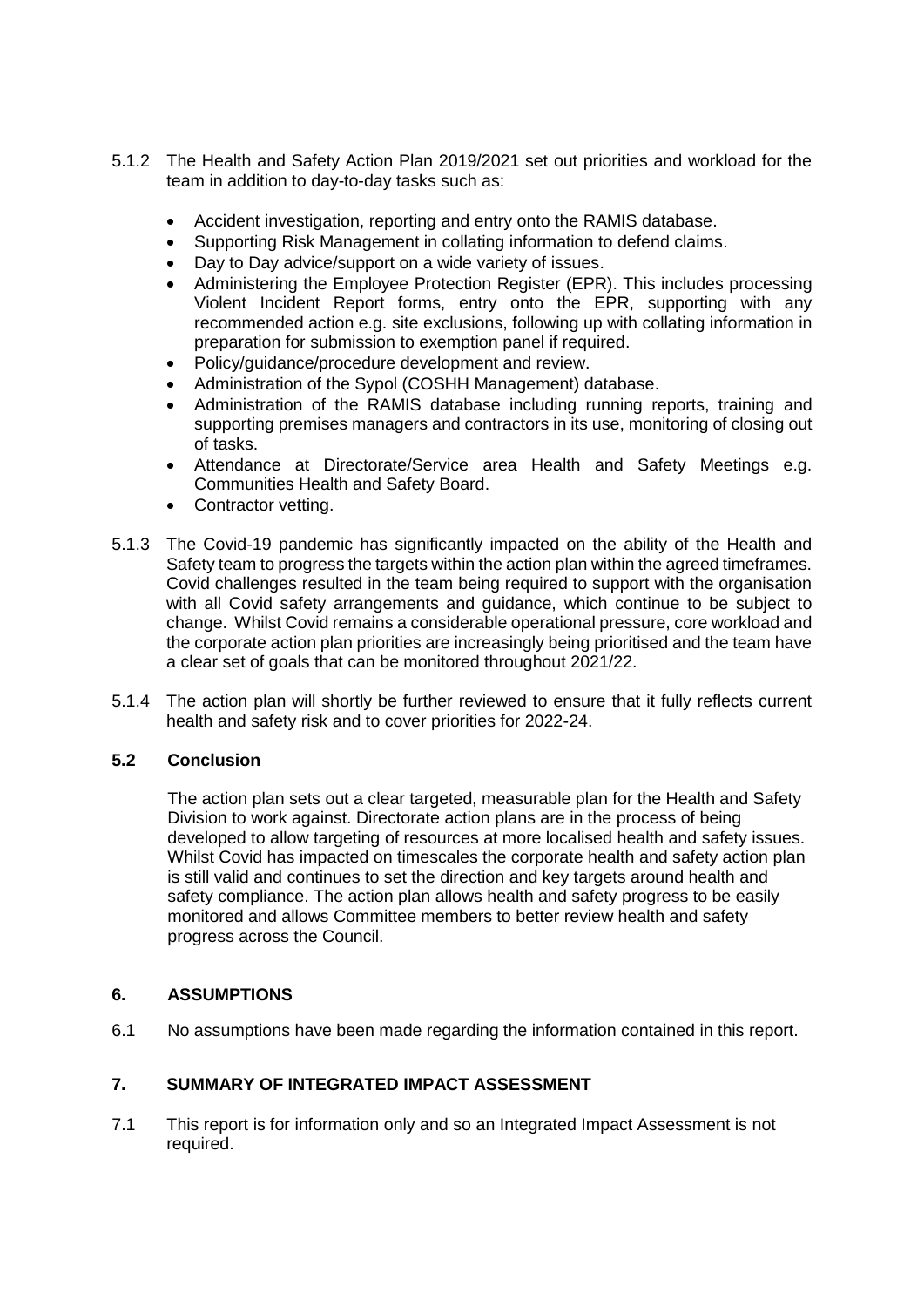5.1.2 The Health and Safety Action Plan 2019/2021 set out priorities and workload for the team in addition to day-to-day tasks such as:

- Accident investigation, reporting and entry onto the RAMIS database.
- Supporting Risk Management in collating information to defend claims.
- Day to Day advice/support on a wide variety of issues.
- Administering the Employee Protection Register (EPR). This includes processing Violent Incident Report forms, entry onto the EPR, supporting with any recommended action e.g. site exclusions, following up with collating information in preparation for submission to exemption panel if required.
- Policy/guidance/procedure development and review.
- Administration of the Sypol (COSHH Management) database.
- Administration of the RAMIS database including running reports, training and supporting premises managers and contractors in its use, monitoring of closing out of tasks.
- Attendance at Directorate/Service area Health and Safety Meetings e.g. Communities Health and Safety Board.
- Contractor vetting.

5.1.3 The Covid-19 pandemic has significantly impacted on the ability of the Health and Safety team to progress the targets within the action plan within the agreed timeframes. Covid challenges resulted in the team being required to support with the organisation with all Covid safety arrangements and guidance, which continue to be subject to change. Whilst Covid remains a considerable operational pressure, core workload and the corporate action plan priorities are increasingly being prioritised and the team have a clear set of goals that can be monitored throughout 2021/22.

5.1.4 The action plan will shortly be further reviewed to ensure that it fully reflects current health and safety risk and to cover priorities for 2022-24.

### 5.2 Conclusion

The action plan sets out a clear targeted, measurable plan for the Health and Safety Division to work against. Directorate action plans are in the process of being developed to allow targeting of resources at more localised health and safety issues. Whilst Covid has impacted on timescales the corporate health and safety action plan is still valid and continues to set the direction and key targets around health and safety compliance. The action plan allows health and safety progress to be easily monitored and allows Committee members to better review health and safety progress across the Council.

## 6. ASSUMPTIONS

6.1 No assumptions have been made regarding the information contained in this report.

## 7. SUMMARY OF INTEGRATED IMPACT ASSESSMENT

7.1 This report is for information only and so an Integrated Impact Assessment is not required.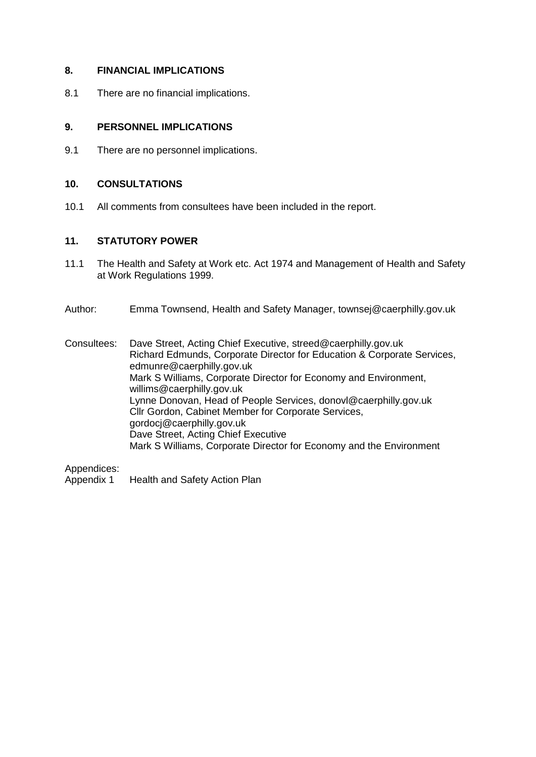## 8. FINANCIAL IMPLICATIONS

8.1 There are no financial implications.

## 9. PERSONNEL IMPLICATIONS

9.1 There are no personnel implications.

## 10. CONSULTATIONS

10.1 All comments from consultees have been included in the report.

## 11. STATUTORY POWER

11.1 The Health and Safety at Work etc. Act 1974 and Management of Health and Safety at Work Regulations 1999.

Author: Emma Townsend, Health and Safety Manager, townsej@caerphilly.gov.uk

Consultees: Dave Street, Acting Chief Executive, streed@caerphilly.gov.uk
Richard Edmunds, Corporate Director for Education & Corporate Services, edmunre@caerphilly.gov.uk
Mark S Williams, Corporate Director for Economy and Environment, willims@caerphilly.gov.uk
Lynne Donovan, Head of People Services, donovl@caerphilly.gov.uk
Cllr Gordon, Cabinet Member for Corporate Services, gordocj@caerphilly.gov.uk
Dave Street, Acting Chief Executive
Mark S Williams, Corporate Director for Economy and the Environment

Appendices:
Appendix 1 Health and Safety Action Plan